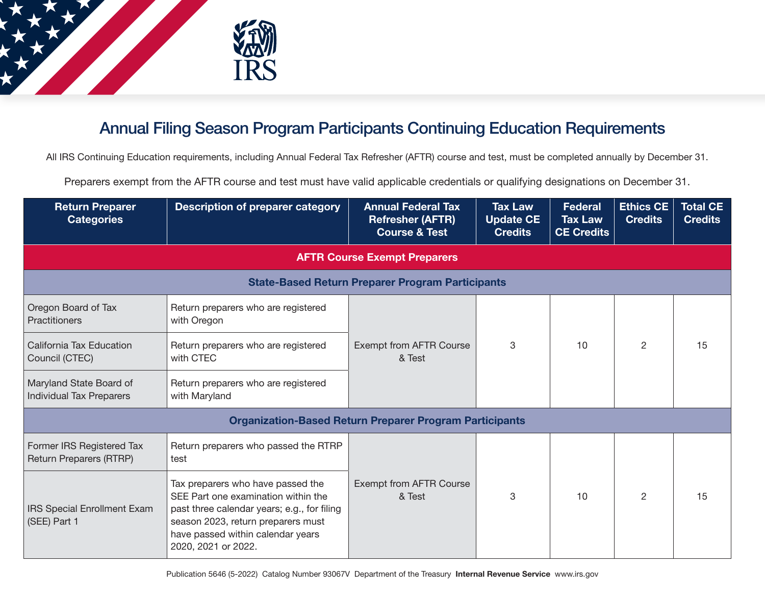# Annual Filing Season Program Participants Continuing Education Requirements

All IRS Continuing Education requirements, including Annual Federal Tax Refresher (AFTR) course and test, must be completed annually by December 31.

Preparers exempt from the AFTR course and test must have valid applicable credentials or qualifying designations on December 31.

| Return Preparer Categories | Description of preparer category | Annual Federal Tax Refresher (AFTR) Course & Test | Tax Law Update CE Credits | Federal Tax Law CE Credits | Ethics CE Credits | Total CE Credits |
|---|---|---|---|---|---|---|
| **AFTR Course Exempt Preparers** | | | | | | |
| **State-Based Return Preparer Program Participants** | | | | | | |
| Oregon Board of Tax Practitioners | Return preparers who are registered with Oregon | Exempt from AFTR Course & Test | 3 | 10 | 2 | 15 |
| California Tax Education Council (CTEC) | Return preparers who are registered with CTEC | Exempt from AFTR Course & Test | 3 | 10 | 2 | 15 |
| Maryland State Board of Individual Tax Preparers | Return preparers who are registered with Maryland | Exempt from AFTR Course & Test | 3 | 10 | 2 | 15 |
| **Organization-Based Return Preparer Program Participants** | | | | | | |
| Former IRS Registered Tax Return Preparers (RTRP) | Return preparers who passed the RTRP test | Exempt from AFTR Course & Test | 3 | 10 | 2 | 15 |
| IRS Special Enrollment Exam (SEE) Part 1 | Tax preparers who have passed the SEE Part one examination within the past three calendar years; e.g., for filing season 2023, return preparers must have passed within calendar years 2020, 2021 or 2022. | Exempt from AFTR Course & Test | 3 | 10 | 2 | 15 |

Publication 5646 (5-2022) Catalog Number 93067V Department of the Treasury **Internal Revenue Service** www.irs.gov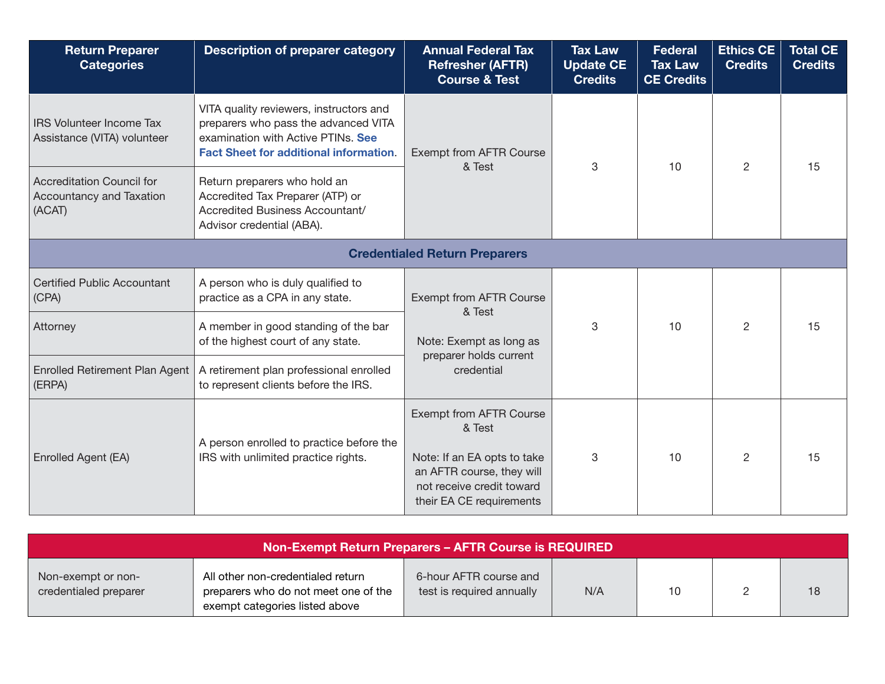| Return Preparer Categories | Description of preparer category | Annual Federal Tax Refresher (AFTR) Course & Test | Tax Law Update CE Credits | Federal Tax Law CE Credits | Ethics CE Credits | Total CE Credits |
|---|---|---|---|---|---|---|
| IRS Volunteer Income Tax Assistance (VITA) volunteer | VITA quality reviewers, instructors and preparers who pass the advanced VITA examination with Active PTINs. **See Fact Sheet for additional information**. | Exempt from AFTR Course & Test | 3 | 10 | 2 | 15 |
| Accreditation Council for Accountancy and Taxation (ACAT) | Return preparers who hold an Accredited Tax Preparer (ATP) or Accredited Business Accountant/ Advisor credential (ABA). | | | | | |
| **Credentialed Return Preparers** | | | | | | |
| Certified Public Accountant (CPA) | A person who is duly qualified to practice as a CPA in any state. | Exempt from AFTR Course & Test<br><br>Note: Exempt as long as preparer holds current credential | 3 | 10 | 2 | 15 |
| Attorney | A member in good standing of the bar of the highest court of any state. | | | | | |
| Enrolled Retirement Plan Agent (ERPA) | A retirement plan professional enrolled to represent clients before the IRS. | | | | | |
| Enrolled Agent (EA) | A person enrolled to practice before the IRS with unlimited practice rights. | Exempt from AFTR Course & Test<br><br>Note: If an EA opts to take an AFTR course, they will not receive credit toward their EA CE requirements | 3 | 10 | 2 | 15 |

| **Non-Exempt Return Preparers – AFTR Course is REQUIRED** | | | | | | |
|---|---|---|---|---|---|---|
| Non-exempt or non-credentialed preparer | All other non-credentialed return preparers who do not meet one of the exempt categories listed above | 6-hour AFTR course and test is required annually | N/A | 10 | 2 | 18 |